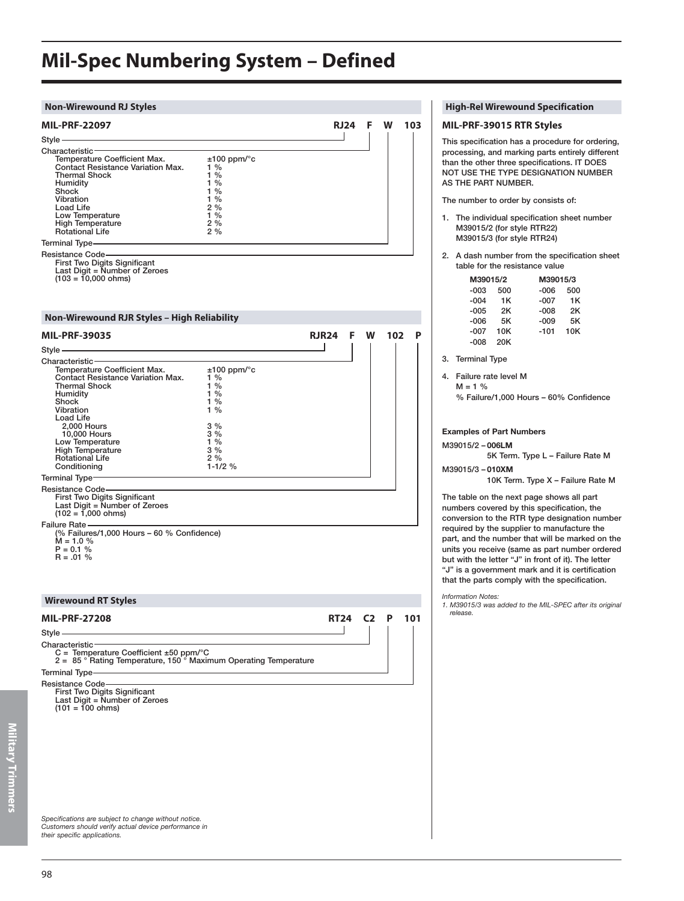# Mil-Spec Numbering System – Defined

## Non-Wirewound RJ Styles

**MIL-PRF-22097** — **RJ24 F W 103**

- **Style** — RJ24
- **Characteristic** — F

| Characteristic | |
|---|---|
| Temperature Coefficient Max. | ±100 ppm/°c |
| Contact Resistance Variation Max. | 1 % |
| Thermal Shock | 1 % |
| Humidity | 1 % |
| Shock | 1 % |
| Vibration | 1 % |
| Load Life | 2 % |
| Low Temperature | 1 % |
| High Temperature | 2 % |
| Rotational Life | 2 % |

- **Terminal Type** — W
- **Resistance Code** — 103
  - First Two Digits Significant
  - Last Digit = Number of Zeroes
  - (103 = 10,000 ohms)

## Non-Wirewound RJR Styles – High Reliability

**MIL-PRF-39035** — **RJR24 F W 102 P**

- **Style** — RJR24
- **Characteristic** — F

| Characteristic | |
|---|---|
| Temperature Coefficient Max. | ±100 ppm/°c |
| Contact Resistance Variation Max. | 1 % |
| Thermal Shock | 1 % |
| Humidity | 1 % |
| Shock | 1 % |
| Vibration | 1 % |
| Load Life | |
| 2,000 Hours | 3 % |
| 10,000 Hours | 3 % |
| Low Temperature | 1 % |
| High Temperature | 3 % |
| Rotational Life | 2 % |
| Conditioning | 1-1/2 % |

- **Terminal Type** — W
- **Resistance Code** — 102
  - First Two Digits Significant
  - Last Digit = Number of Zeroes
  - (102 = 1,000 ohms)
- **Failure Rate** — P
  - (% Failures/1,000 Hours – 60 % Confidence)
  - M = 1.0 %
  - P = 0.1 %
  - R = .01 %

## Wirewound RT Styles

**MIL-PRF-27208** — **RT24 C2 P 101**

- **Style** — RT24
- **Characteristic** — C2
  - C = Temperature Coefficient ±50 ppm/°C
  - 2 = 85 ° Rating Temperature, 150 ° Maximum Operating Temperature
- **Terminal Type** — P
- **Resistance Code** — 101
  - First Two Digits Significant
  - Last Digit = Number of Zeroes
  - (101 = 100 ohms)

*Specifications are subject to change without notice. Customers should verify actual device performance in their specific applications.*

## High-Rel Wirewound Specification

### MIL-PRF-39015 RTR Styles

This specification has a procedure for ordering, processing, and marking parts entirely different than the other three specifications. IT DOES NOT USE THE TYPE DESIGNATION NUMBER AS THE PART NUMBER.

The number to order by consists of:

1. The individual specification sheet number
   M39015/2 (for style RTR22)
   M39015/3 (for style RTR24)
2. A dash number from the specification sheet table for the resistance value

| M39015/2 | | M39015/3 | |
|---|---|---|---|
| -003 | 500 | -006 | 500 |
| -004 | 1K | -007 | 1K |
| -005 | 2K | -008 | 2K |
| -006 | 5K | -009 | 5K |
| -007 | 10K | -101 | 10K |
| -008 | 20K | | |

3. Terminal Type
4. Failure rate level M
   M = 1 %
   % Failure/1,000 Hours – 60% Confidence

**Examples of Part Numbers**

M39015/2 – **006LM**
5K Term. Type L – Failure Rate M

M39015/3 – **010XM**
10K Term. Type X – Failure Rate M

The table on the next page shows all part numbers covered by this specification, the conversion to the RTR type designation number required by the supplier to manufacture the part, and the number that will be marked on the units you receive (same as part number ordered but with the letter "J" in front of it). The letter "J" is a government mark and it is certification that the parts comply with the specification.

*Information Notes:*
*1. M39015/3 was added to the MIL-SPEC after its original release.*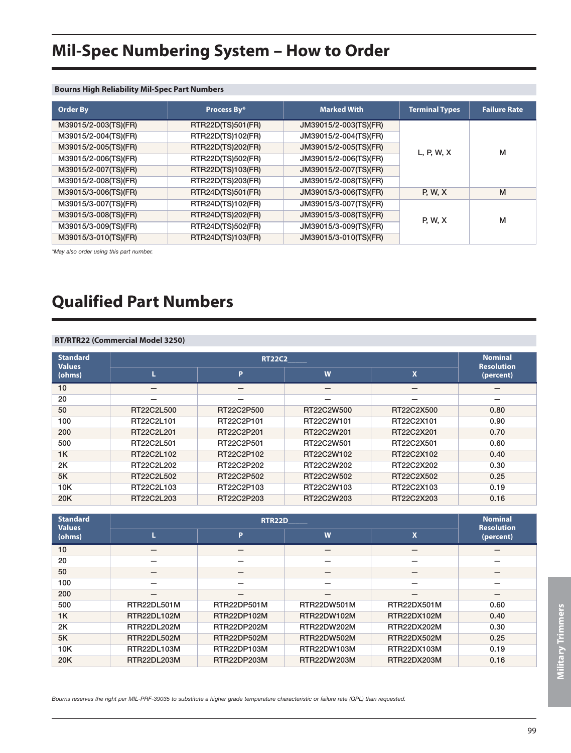# Mil-Spec Numbering System – How to Order

### Bourns High Reliability Mil-Spec Part Numbers

| Order By | Process By* | Marked With | Terminal Types | Failure Rate |
|---|---|---|---|---|
| M39015/2-003(TS)(FR) | RTR22D(TS)501(FR) | JM39015/2-003(TS)(FR) | L, P, W, X | M |
| M39015/2-004(TS)(FR) | RTR22D(TS)102(FR) | JM39015/2-004(TS)(FR) | | |
| M39015/2-005(TS)(FR) | RTR22D(TS)202(FR) | JM39015/2-005(TS)(FR) | | |
| M39015/2-006(TS)(FR) | RTR22D(TS)502(FR) | JM39015/2-006(TS)(FR) | | |
| M39015/2-007(TS)(FR) | RTR22D(TS)103(FR) | JM39015/2-007(TS)(FR) | | |
| M39015/2-008(TS)(FR) | RTR22D(TS)203(FR) | JM39015/2-008(TS)(FR) | | |
| M39015/3-006(TS)(FR) | RTR24D(TS)501(FR) | JM39015/3-006(TS)(FR) | P, W, X | M |
| M39015/3-007(TS)(FR) | RTR24D(TS)102(FR) | JM39015/3-007(TS)(FR) | P, W, X | M |
| M39015/3-008(TS)(FR) | RTR24D(TS)202(FR) | JM39015/3-008(TS)(FR) | | |
| M39015/3-009(TS)(FR) | RTR24D(TS)502(FR) | JM39015/3-009(TS)(FR) | | |
| M39015/3-010(TS)(FR) | RTR24D(TS)103(FR) | JM39015/3-010(TS)(FR) | | |

*May also order using this part number.*

# Qualified Part Numbers

### RT/RTR22 (Commercial Model 3250)

| Standard Values (ohms) | RT22C2_____ | | | | Nominal Resolution (percent) |
|---|---|---|---|---|---|
| | L | P | W | X | |
| 10 | – | – | – | – | – |
| 20 | – | – | – | – | – |
| 50 | RT22C2L500 | RT22C2P500 | RT22C2W500 | RT22C2X500 | 0.80 |
| 100 | RT22C2L101 | RT22C2P101 | RT22C2W101 | RT22C2X101 | 0.90 |
| 200 | RT22C2L201 | RT22C2P201 | RT22C2W201 | RT22C2X201 | 0.70 |
| 500 | RT22C2L501 | RT22C2P501 | RT22C2W501 | RT22C2X501 | 0.60 |
| 1K | RT22C2L102 | RT22C2P102 | RT22C2W102 | RT22C2X102 | 0.40 |
| 2K | RT22C2L202 | RT22C2P202 | RT22C2W202 | RT22C2X202 | 0.30 |
| 5K | RT22C2L502 | RT22C2P502 | RT22C2W502 | RT22C2X502 | 0.25 |
| 10K | RT22C2L103 | RT22C2P103 | RT22C2W103 | RT22C2X103 | 0.19 |
| 20K | RT22C2L203 | RT22C2P203 | RT22C2W203 | RT22C2X203 | 0.16 |

| Standard Values (ohms) | RTR22D_____ | | | | Nominal Resolution (percent) |
|---|---|---|---|---|---|
| | L | P | W | X | |
| 10 | – | – | – | – | – |
| 20 | – | – | – | – | – |
| 50 | – | – | – | – | – |
| 100 | – | – | – | – | – |
| 200 | – | – | – | – | – |
| 500 | RTR22DL501M | RTR22DP501M | RTR22DW501M | RTR22DX501M | 0.60 |
| 1K | RTR22DL102M | RTR22DP102M | RTR22DW102M | RTR22DX102M | 0.40 |
| 2K | RTR22DL202M | RTR22DP202M | RTR22DW202M | RTR22DX202M | 0.30 |
| 5K | RTR22DL502M | RTR22DP502M | RTR22DW502M | RTR22DX502M | 0.25 |
| 10K | RTR22DL103M | RTR22DP103M | RTR22DW103M | RTR22DX103M | 0.19 |
| 20K | RTR22DL203M | RTR22DP203M | RTR22DW203M | RTR22DX203M | 0.16 |

*Bourns reserves the right per MIL-PRF-39035 to substitute a higher grade temperature characteristic or failure rate (QPL) than requested.*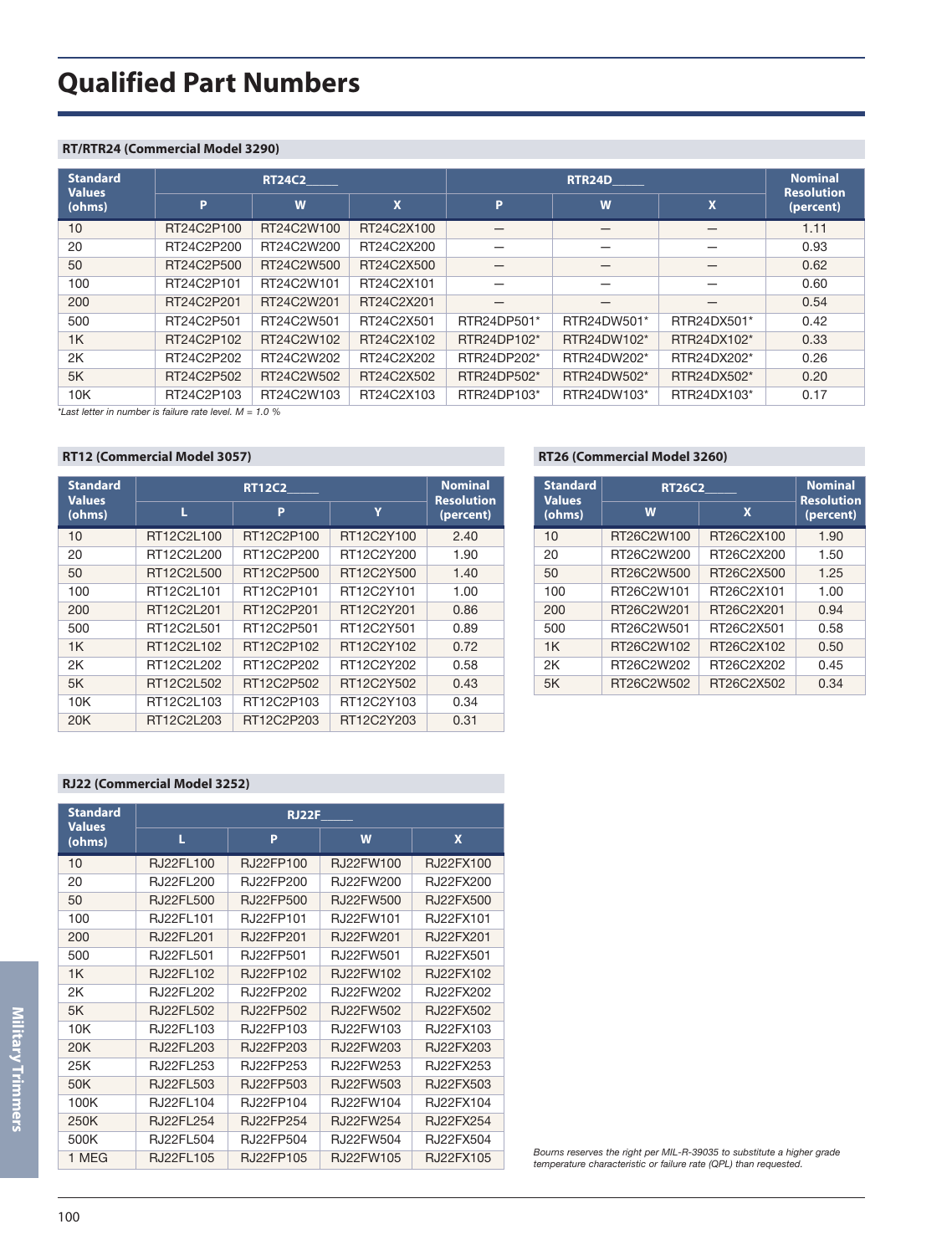# Qualified Part Numbers

### RT/RTR24 (Commercial Model 3290)

| Standard Values (ohms) | RT24C2_____ | | | RTR24D_____ | | | Nominal Resolution (percent) |
|---|---|---|---|---|---|---|---|
| | P | W | X | P | W | X | |
| 10 | RT24C2P100 | RT24C2W100 | RT24C2X100 | — | — | — | 1.11 |
| 20 | RT24C2P200 | RT24C2W200 | RT24C2X200 | — | — | — | 0.93 |
| 50 | RT24C2P500 | RT24C2W500 | RT24C2X500 | — | — | — | 0.62 |
| 100 | RT24C2P101 | RT24C2W101 | RT24C2X101 | — | — | — | 0.60 |
| 200 | RT24C2P201 | RT24C2W201 | RT24C2X201 | — | — | — | 0.54 |
| 500 | RT24C2P501 | RT24C2W501 | RT24C2X501 | RTR24DP501* | RTR24DW501* | RTR24DX501* | 0.42 |
| 1K | RT24C2P102 | RT24C2W102 | RT24C2X102 | RTR24DP102* | RTR24DW102* | RTR24DX102* | 0.33 |
| 2K | RT24C2P202 | RT24C2W202 | RT24C2X202 | RTR24DP202* | RTR24DW202* | RTR24DX202* | 0.26 |
| 5K | RT24C2P502 | RT24C2W502 | RT24C2X502 | RTR24DP502* | RTR24DW502* | RTR24DX502* | 0.20 |
| 10K | RT24C2P103 | RT24C2W103 | RT24C2X103 | RTR24DP103* | RTR24DW103* | RTR24DX103* | 0.17 |

*\*Last letter in number is failure rate level. M = 1.0 %*

### RT12 (Commercial Model 3057)

| Standard Values (ohms) | RT12C2_____ | | | Nominal Resolution (percent) |
|---|---|---|---|---|
| | L | P | Y | |
| 10 | RT12C2L100 | RT12C2P100 | RT12C2Y100 | 2.40 |
| 20 | RT12C2L200 | RT12C2P200 | RT12C2Y200 | 1.90 |
| 50 | RT12C2L500 | RT12C2P500 | RT12C2Y500 | 1.40 |
| 100 | RT12C2L101 | RT12C2P101 | RT12C2Y101 | 1.00 |
| 200 | RT12C2L201 | RT12C2P201 | RT12C2Y201 | 0.86 |
| 500 | RT12C2L501 | RT12C2P501 | RT12C2Y501 | 0.89 |
| 1K | RT12C2L102 | RT12C2P102 | RT12C2Y102 | 0.72 |
| 2K | RT12C2L202 | RT12C2P202 | RT12C2Y202 | 0.58 |
| 5K | RT12C2L502 | RT12C2P502 | RT12C2Y502 | 0.43 |
| 10K | RT12C2L103 | RT12C2P103 | RT12C2Y103 | 0.34 |
| 20K | RT12C2L203 | RT12C2P203 | RT12C2Y203 | 0.31 |

### RT26 (Commercial Model 3260)

| Standard Values (ohms) | RT26C2_____ | | Nominal Resolution (percent) |
|---|---|---|---|
| | W | X | |
| 10 | RT26C2W100 | RT26C2X100 | 1.90 |
| 20 | RT26C2W200 | RT26C2X200 | 1.50 |
| 50 | RT26C2W500 | RT26C2X500 | 1.25 |
| 100 | RT26C2W101 | RT26C2X101 | 1.00 |
| 200 | RT26C2W201 | RT26C2X201 | 0.94 |
| 500 | RT26C2W501 | RT26C2X501 | 0.58 |
| 1K | RT26C2W102 | RT26C2X102 | 0.50 |
| 2K | RT26C2W202 | RT26C2X202 | 0.45 |
| 5K | RT26C2W502 | RT26C2X502 | 0.34 |

### RJ22 (Commercial Model 3252)

| Standard Values (ohms) | RJ22F_____ | | | |
|---|---|---|---|---|
| | L | P | W | X |
| 10 | RJ22FL100 | RJ22FP100 | RJ22FW100 | RJ22FX100 |
| 20 | RJ22FL200 | RJ22FP200 | RJ22FW200 | RJ22FX200 |
| 50 | RJ22FL500 | RJ22FP500 | RJ22FW500 | RJ22FX500 |
| 100 | RJ22FL101 | RJ22FP101 | RJ22FW101 | RJ22FX101 |
| 200 | RJ22FL201 | RJ22FP201 | RJ22FW201 | RJ22FX201 |
| 500 | RJ22FL501 | RJ22FP501 | RJ22FW501 | RJ22FX501 |
| 1K | RJ22FL102 | RJ22FP102 | RJ22FW102 | RJ22FX102 |
| 2K | RJ22FL202 | RJ22FP202 | RJ22FW202 | RJ22FX202 |
| 5K | RJ22FL502 | RJ22FP502 | RJ22FW502 | RJ22FX502 |
| 10K | RJ22FL103 | RJ22FP103 | RJ22FW103 | RJ22FX103 |
| 20K | RJ22FL203 | RJ22FP203 | RJ22FW203 | RJ22FX203 |
| 25K | RJ22FL253 | RJ22FP253 | RJ22FW253 | RJ22FX253 |
| 50K | RJ22FL503 | RJ22FP503 | RJ22FW503 | RJ22FX503 |
| 100K | RJ22FL104 | RJ22FP104 | RJ22FW104 | RJ22FX104 |
| 250K | RJ22FL254 | RJ22FP254 | RJ22FW254 | RJ22FX254 |
| 500K | RJ22FL504 | RJ22FP504 | RJ22FW504 | RJ22FX504 |
| 1 MEG | RJ22FL105 | RJ22FP105 | RJ22FW105 | RJ22FX105 |

*Bourns reserves the right per MIL-R-39035 to substitute a higher grade temperature characteristic or failure rate (QPL) than requested.*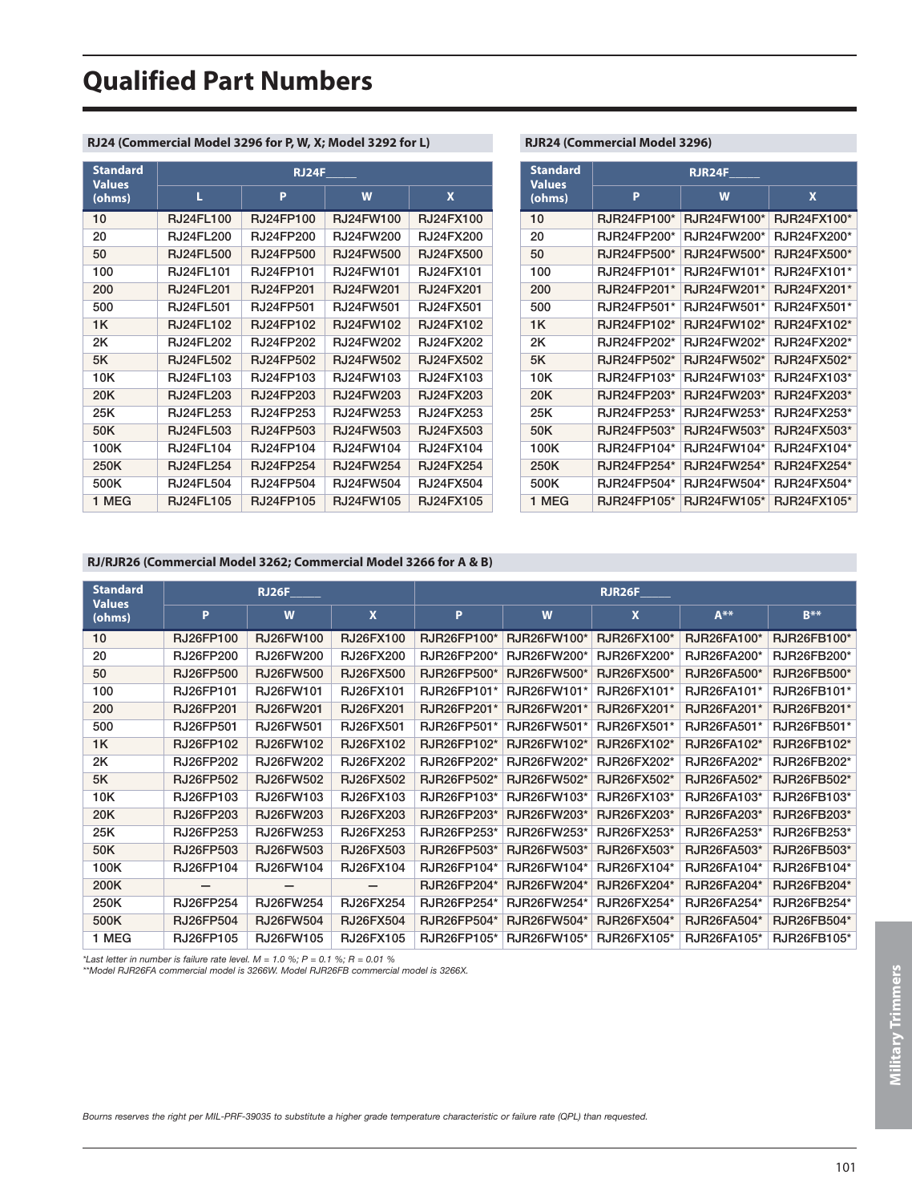# Qualified Part Numbers

**RJ24 (Commercial Model 3296 for P, W, X; Model 3292 for L)**

| Standard Values (ohms) | RJ24F_____ | | | |
|---|---|---|---|---|
| | L | P | W | X |
| 10 | RJ24FL100 | RJ24FP100 | RJ24FW100 | RJ24FX100 |
| 20 | RJ24FL200 | RJ24FP200 | RJ24FW200 | RJ24FX200 |
| 50 | RJ24FL500 | RJ24FP500 | RJ24FW500 | RJ24FX500 |
| 100 | RJ24FL101 | RJ24FP101 | RJ24FW101 | RJ24FX101 |
| 200 | RJ24FL201 | RJ24FP201 | RJ24FW201 | RJ24FX201 |
| 500 | RJ24FL501 | RJ24FP501 | RJ24FW501 | RJ24FX501 |
| 1K | RJ24FL102 | RJ24FP102 | RJ24FW102 | RJ24FX102 |
| 2K | RJ24FL202 | RJ24FP202 | RJ24FW202 | RJ24FX202 |
| 5K | RJ24FL502 | RJ24FP502 | RJ24FW502 | RJ24FX502 |
| 10K | RJ24FL103 | RJ24FP103 | RJ24FW103 | RJ24FX103 |
| 20K | RJ24FL203 | RJ24FP203 | RJ24FW203 | RJ24FX203 |
| 25K | RJ24FL253 | RJ24FP253 | RJ24FW253 | RJ24FX253 |
| 50K | RJ24FL503 | RJ24FP503 | RJ24FW503 | RJ24FX503 |
| 100K | RJ24FL104 | RJ24FP104 | RJ24FW104 | RJ24FX104 |
| 250K | RJ24FL254 | RJ24FP254 | RJ24FW254 | RJ24FX254 |
| 500K | RJ24FL504 | RJ24FP504 | RJ24FW504 | RJ24FX504 |
| 1 MEG | RJ24FL105 | RJ24FP105 | RJ24FW105 | RJ24FX105 |

**RJR24 (Commercial Model 3296)**

| Standard Values (ohms) | RJR24F_____ | | |
|---|---|---|---|
| | P | W | X |
| 10 | RJR24FP100* | RJR24FW100* | RJR24FX100* |
| 20 | RJR24FP200* | RJR24FW200* | RJR24FX200* |
| 50 | RJR24FP500* | RJR24FW500* | RJR24FX500* |
| 100 | RJR24FP101* | RJR24FW101* | RJR24FX101* |
| 200 | RJR24FP201* | RJR24FW201* | RJR24FX201* |
| 500 | RJR24FP501* | RJR24FW501* | RJR24FX501* |
| 1K | RJR24FP102* | RJR24FW102* | RJR24FX102* |
| 2K | RJR24FP202* | RJR24FW202* | RJR24FX202* |
| 5K | RJR24FP502* | RJR24FW502* | RJR24FX502* |
| 10K | RJR24FP103* | RJR24FW103* | RJR24FX103* |
| 20K | RJR24FP203* | RJR24FW203* | RJR24FX203* |
| 25K | RJR24FP253* | RJR24FW253* | RJR24FX253* |
| 50K | RJR24FP503* | RJR24FW503* | RJR24FX503* |
| 100K | RJR24FP104* | RJR24FW104* | RJR24FX104* |
| 250K | RJR24FP254* | RJR24FW254* | RJR24FX254* |
| 500K | RJR24FP504* | RJR24FW504* | RJR24FX504* |
| 1 MEG | RJR24FP105* | RJR24FW105* | RJR24FX105* |

**RJ/RJR26 (Commercial Model 3262; Commercial Model 3266 for A & B)**

| Standard Values (ohms) | RJ26F_____ | | | RJR26F_____ | | | | |
|---|---|---|---|---|---|---|---|---|
| | P | W | X | P | W | X | A** | B** |
| 10 | RJ26FP100 | RJ26FW100 | RJ26FX100 | RJR26FP100* | RJR26FW100* | RJR26FX100* | RJR26FA100* | RJR26FB100* |
| 20 | RJ26FP200 | RJ26FW200 | RJ26FX200 | RJR26FP200* | RJR26FW200* | RJR26FX200* | RJR26FA200* | RJR26FB200* |
| 50 | RJ26FP500 | RJ26FW500 | RJ26FX500 | RJR26FP500* | RJR26FW500* | RJR26FX500* | RJR26FA500* | RJR26FB500* |
| 100 | RJ26FP101 | RJ26FW101 | RJ26FX101 | RJR26FP101* | RJR26FW101* | RJR26FX101* | RJR26FA101* | RJR26FB101* |
| 200 | RJ26FP201 | RJ26FW201 | RJ26FX201 | RJR26FP201* | RJR26FW201* | RJR26FX201* | RJR26FA201* | RJR26FB201* |
| 500 | RJ26FP501 | RJ26FW501 | RJ26FX501 | RJR26FP501* | RJR26FW501* | RJR26FX501* | RJR26FA501* | RJR26FB501* |
| 1K | RJ26FP102 | RJ26FW102 | RJ26FX102 | RJR26FP102* | RJR26FW102* | RJR26FX102* | RJR26FA102* | RJR26FB102* |
| 2K | RJ26FP202 | RJ26FW202 | RJ26FX202 | RJR26FP202* | RJR26FW202* | RJR26FX202* | RJR26FA202* | RJR26FB202* |
| 5K | RJ26FP502 | RJ26FW502 | RJ26FX502 | RJR26FP502* | RJR26FW502* | RJR26FX502* | RJR26FA502* | RJR26FB502* |
| 10K | RJ26FP103 | RJ26FW103 | RJ26FX103 | RJR26FP103* | RJR26FW103* | RJR26FX103* | RJR26FA103* | RJR26FB103* |
| 20K | RJ26FP203 | RJ26FW203 | RJ26FX203 | RJR26FP203* | RJR26FW203* | RJR26FX203* | RJR26FA203* | RJR26FB203* |
| 25K | RJ26FP253 | RJ26FW253 | RJ26FX253 | RJR26FP253* | RJR26FW253* | RJR26FX253* | RJR26FA253* | RJR26FB253* |
| 50K | RJ26FP503 | RJ26FW503 | RJ26FX503 | RJR26FP503* | RJR26FW503* | RJR26FX503* | RJR26FA503* | RJR26FB503* |
| 100K | RJ26FP104 | RJ26FW104 | RJ26FX104 | RJR26FP104* | RJR26FW104* | RJR26FX104* | RJR26FA104* | RJR26FB104* |
| 200K | — | — | — | RJR26FP204* | RJR26FW204* | RJR26FX204* | RJR26FA204* | RJR26FB204* |
| 250K | RJ26FP254 | RJ26FW254 | RJ26FX254 | RJR26FP254* | RJR26FW254* | RJR26FX254* | RJR26FA254* | RJR26FB254* |
| 500K | RJ26FP504 | RJ26FW504 | RJ26FX504 | RJR26FP504* | RJR26FW504* | RJR26FX504* | RJR26FA504* | RJR26FB504* |
| 1 MEG | RJ26FP105 | RJ26FW105 | RJ26FX105 | RJR26FP105* | RJR26FW105* | RJR26FX105* | RJR26FA105* | RJR26FB105* |

*\*Last letter in number is failure rate level. M = 1.0 %; P = 0.1 %; R = 0.01 %*
*\*\*Model RJR26FA commercial model is 3266W. Model RJR26FB commercial model is 3266X.*

*Bourns reserves the right per MIL-PRF-39035 to substitute a higher grade temperature characteristic or failure rate (QPL) than requested.*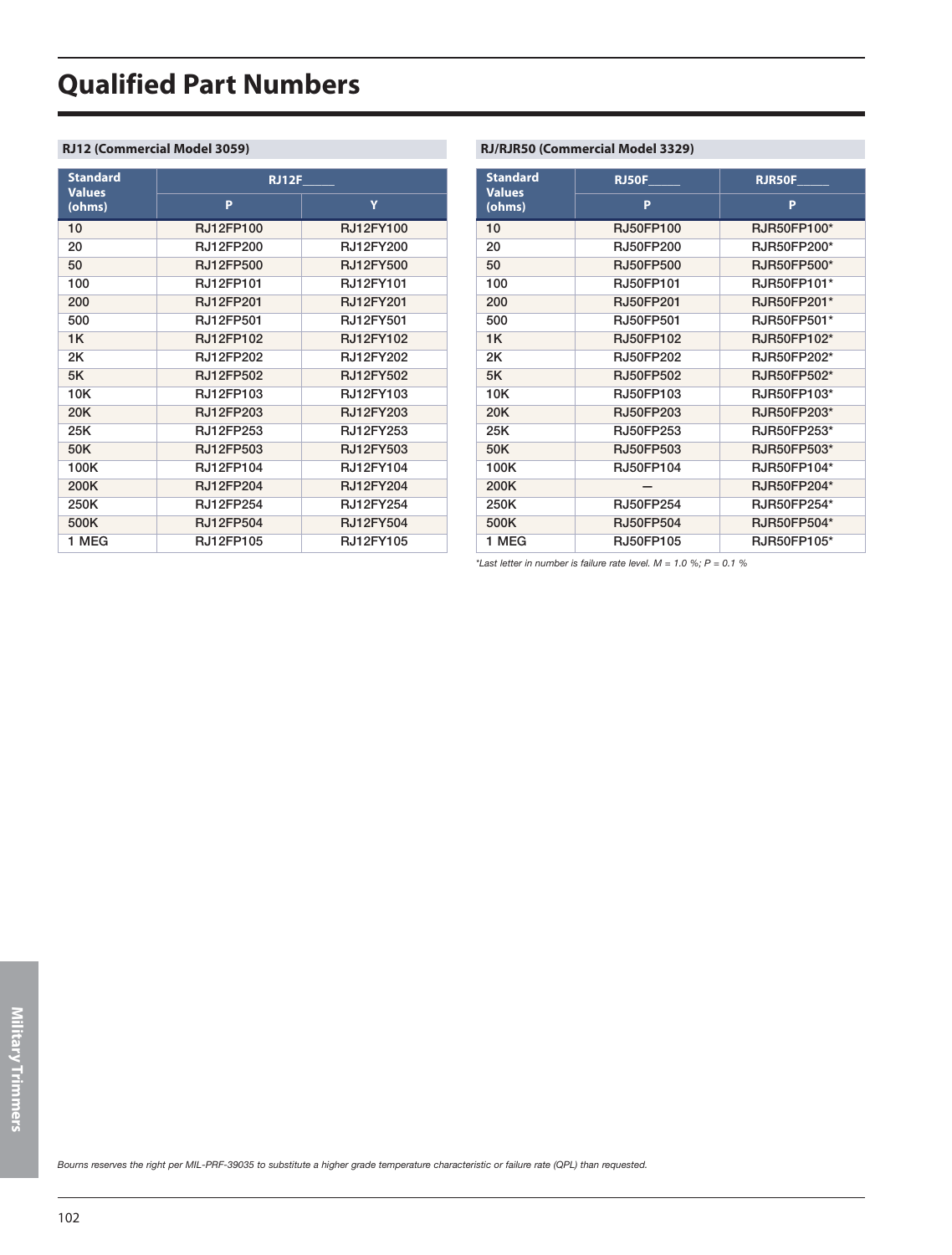# Qualified Part Numbers

### RJ12 (Commercial Model 3059)

| Standard Values (ohms) | RJ12F_____ | |
|---|---|---|
| | P | Y |
| 10 | RJ12FP100 | RJ12FY100 |
| 20 | RJ12FP200 | RJ12FY200 |
| 50 | RJ12FP500 | RJ12FY500 |
| 100 | RJ12FP101 | RJ12FY101 |
| 200 | RJ12FP201 | RJ12FY201 |
| 500 | RJ12FP501 | RJ12FY501 |
| 1K | RJ12FP102 | RJ12FY102 |
| 2K | RJ12FP202 | RJ12FY202 |
| 5K | RJ12FP502 | RJ12FY502 |
| 10K | RJ12FP103 | RJ12FY103 |
| 20K | RJ12FP203 | RJ12FY203 |
| 25K | RJ12FP253 | RJ12FY253 |
| 50K | RJ12FP503 | RJ12FY503 |
| 100K | RJ12FP104 | RJ12FY104 |
| 200K | RJ12FP204 | RJ12FY204 |
| 250K | RJ12FP254 | RJ12FY254 |
| 500K | RJ12FP504 | RJ12FY504 |
| 1 MEG | RJ12FP105 | RJ12FY105 |

### RJ/RJR50 (Commercial Model 3329)

| Standard Values (ohms) | RJ50F_____ | RJR50F_____ |
|---|---|---|
| | P | P |
| 10 | RJ50FP100 | RJR50FP100* |
| 20 | RJ50FP200 | RJR50FP200* |
| 50 | RJ50FP500 | RJR50FP500* |
| 100 | RJ50FP101 | RJR50FP101* |
| 200 | RJ50FP201 | RJR50FP201* |
| 500 | RJ50FP501 | RJR50FP501* |
| 1K | RJ50FP102 | RJR50FP102* |
| 2K | RJ50FP202 | RJR50FP202* |
| 5K | RJ50FP502 | RJR50FP502* |
| 10K | RJ50FP103 | RJR50FP103* |
| 20K | RJ50FP203 | RJR50FP203* |
| 25K | RJ50FP253 | RJR50FP253* |
| 50K | RJ50FP503 | RJR50FP503* |
| 100K | RJ50FP104 | RJR50FP104* |
| 200K | — | RJR50FP204* |
| 250K | RJ50FP254 | RJR50FP254* |
| 500K | RJ50FP504 | RJR50FP504* |
| 1 MEG | RJ50FP105 | RJR50FP105* |

*\*Last letter in number is failure rate level. M = 1.0 %; P = 0.1 %*

*Bourns reserves the right per MIL-PRF-39035 to substitute a higher grade temperature characteristic or failure rate (QPL) than requested.*